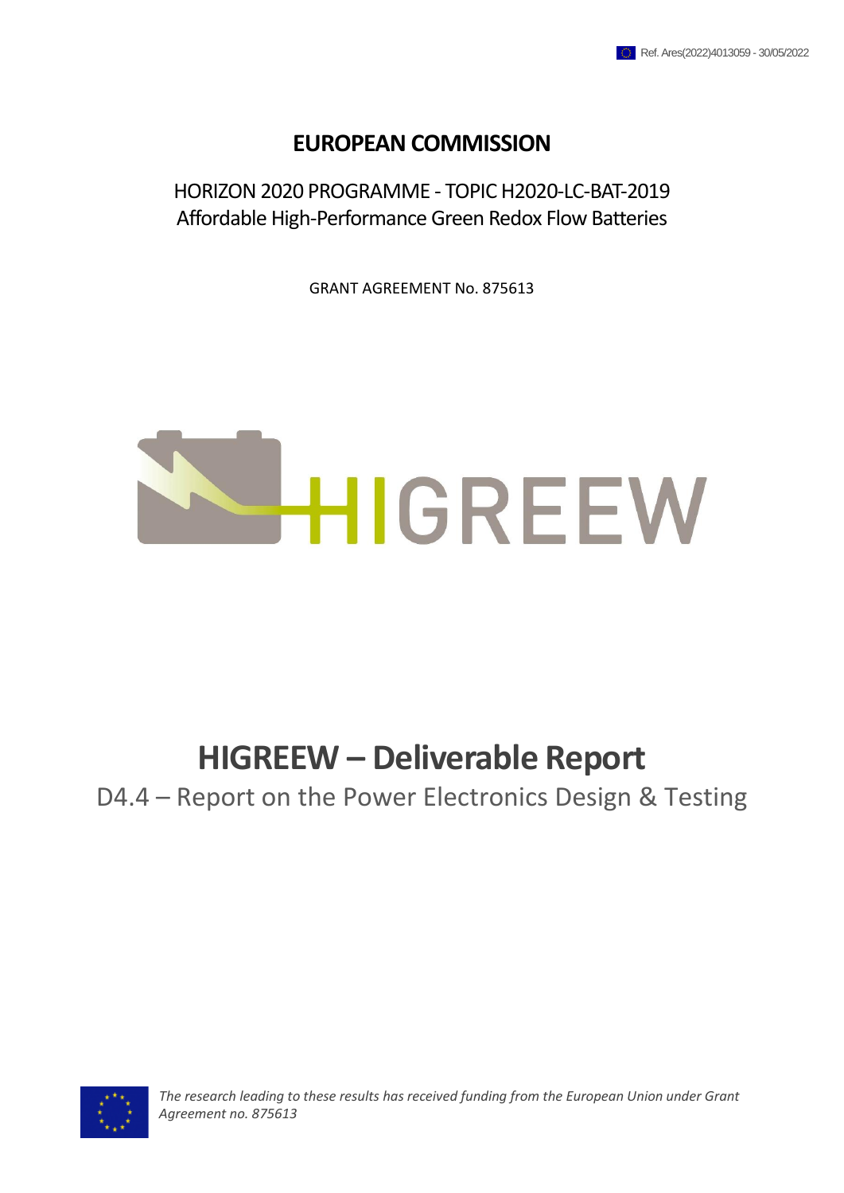Ref. Ares(2022)4013059 - 30/05/2022

# EUROPEAN COMMISSION

HORIZON 2020 PROGRAMME - TOPIC H2020-LC-BAT-2019
Affordable High-Performance Green Redox Flow Batteries

GRANT AGREEMENT No. 875613

HIGREEW

# HIGREEW – Deliverable Report

## D4.4 – Report on the Power Electronics Design & Testing

*The research leading to these results has received funding from the European Union under Grant Agreement no. 875613*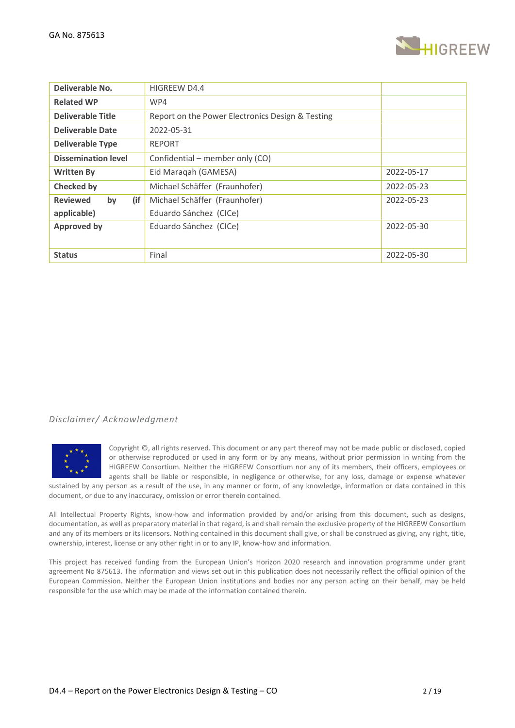| Deliverable No. | HIGREEW D4.4 | |
|---|---|---|
| Related WP | WP4 | |
| Deliverable Title | Report on the Power Electronics Design & Testing | |
| Deliverable Date | 2022-05-31 | |
| Deliverable Type | REPORT | |
| Dissemination level | Confidential – member only (CO) | |
| Written By | Eid Maraqah (GAMESA) | 2022-05-17 |
| Checked by | Michael Schäffer (Fraunhofer) | 2022-05-23 |
| Reviewed by (if applicable) | Michael Schäffer (Fraunhofer)<br>Eduardo Sánchez (CICe) | 2022-05-23 |
| Approved by | Eduardo Sánchez (CICe) | 2022-05-30 |
| Status | Final | 2022-05-30 |

*Disclaimer/ Acknowledgment*

Copyright ©, all rights reserved. This document or any part thereof may not be made public or disclosed, copied or otherwise reproduced or used in any form or by any means, without prior permission in writing from the HIGREEW Consortium. Neither the HIGREEW Consortium nor any of its members, their officers, employees or agents shall be liable or responsible, in negligence or otherwise, for any loss, damage or expense whatever sustained by any person as a result of the use, in any manner or form, of any knowledge, information or data contained in this document, or due to any inaccuracy, omission or error therein contained.

All Intellectual Property Rights, know-how and information provided by and/or arising from this document, such as designs, documentation, as well as preparatory material in that regard, is and shall remain the exclusive property of the HIGREEW Consortium and any of its members or its licensors. Nothing contained in this document shall give, or shall be construed as giving, any right, title, ownership, interest, license or any other right in or to any IP, know-how and information.

This project has received funding from the European Union's Horizon 2020 research and innovation programme under grant agreement No 875613. The information and views set out in this publication does not necessarily reflect the official opinion of the European Commission. Neither the European Union institutions and bodies nor any person acting on their behalf, may be held responsible for the use which may be made of the information contained therein.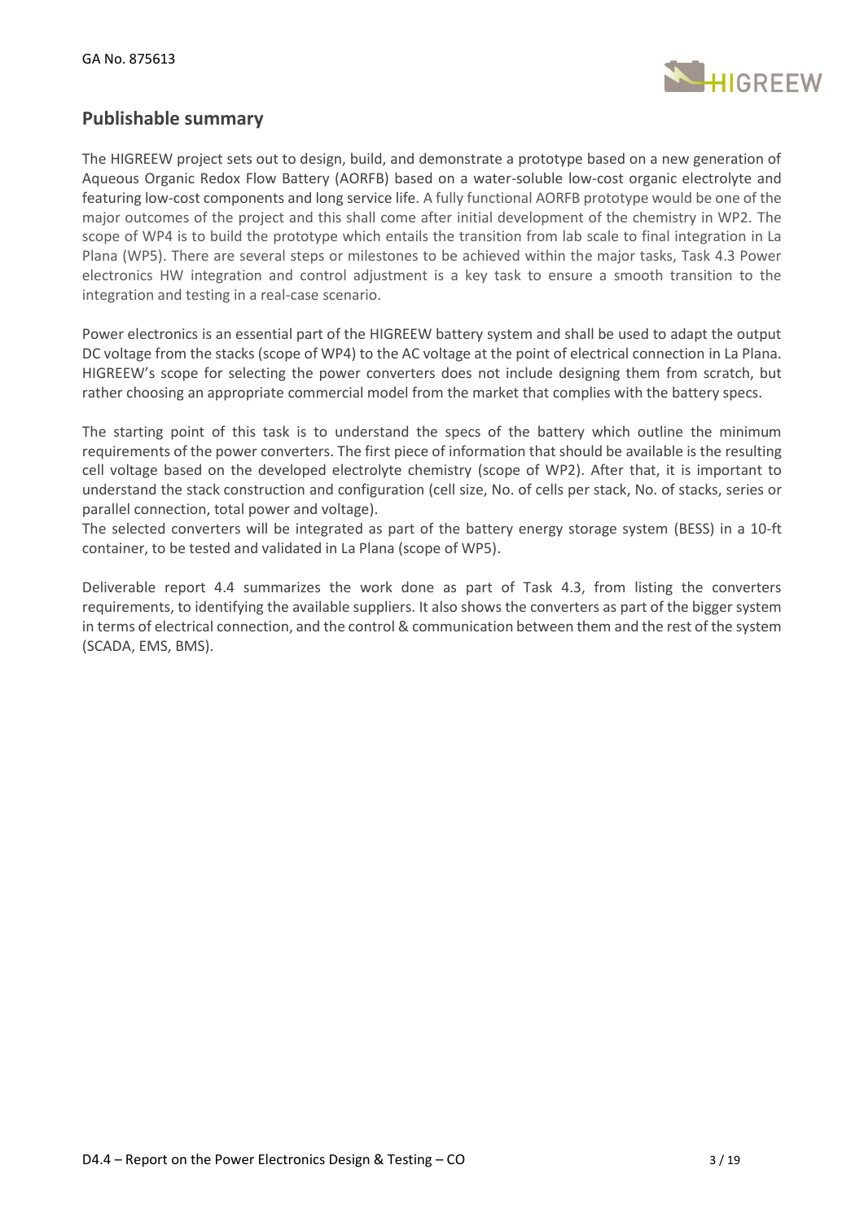## Publishable summary

The HIGREEW project sets out to design, build, and demonstrate a prototype based on a new generation of Aqueous Organic Redox Flow Battery (AORFB) based on a water-soluble low-cost organic electrolyte and featuring low-cost components and long service life. A fully functional AORFB prototype would be one of the major outcomes of the project and this shall come after initial development of the chemistry in WP2. The scope of WP4 is to build the prototype which entails the transition from lab scale to final integration in La Plana (WP5). There are several steps or milestones to be achieved within the major tasks, Task 4.3 Power electronics HW integration and control adjustment is a key task to ensure a smooth transition to the integration and testing in a real-case scenario.

Power electronics is an essential part of the HIGREEW battery system and shall be used to adapt the output DC voltage from the stacks (scope of WP4) to the AC voltage at the point of electrical connection in La Plana. HIGREEW's scope for selecting the power converters does not include designing them from scratch, but rather choosing an appropriate commercial model from the market that complies with the battery specs.

The starting point of this task is to understand the specs of the battery which outline the minimum requirements of the power converters. The first piece of information that should be available is the resulting cell voltage based on the developed electrolyte chemistry (scope of WP2). After that, it is important to understand the stack construction and configuration (cell size, No. of cells per stack, No. of stacks, series or parallel connection, total power and voltage).

The selected converters will be integrated as part of the battery energy storage system (BESS) in a 10-ft container, to be tested and validated in La Plana (scope of WP5).

Deliverable report 4.4 summarizes the work done as part of Task 4.3, from listing the converters requirements, to identifying the available suppliers. It also shows the converters as part of the bigger system in terms of electrical connection, and the control & communication between them and the rest of the system (SCADA, EMS, BMS).